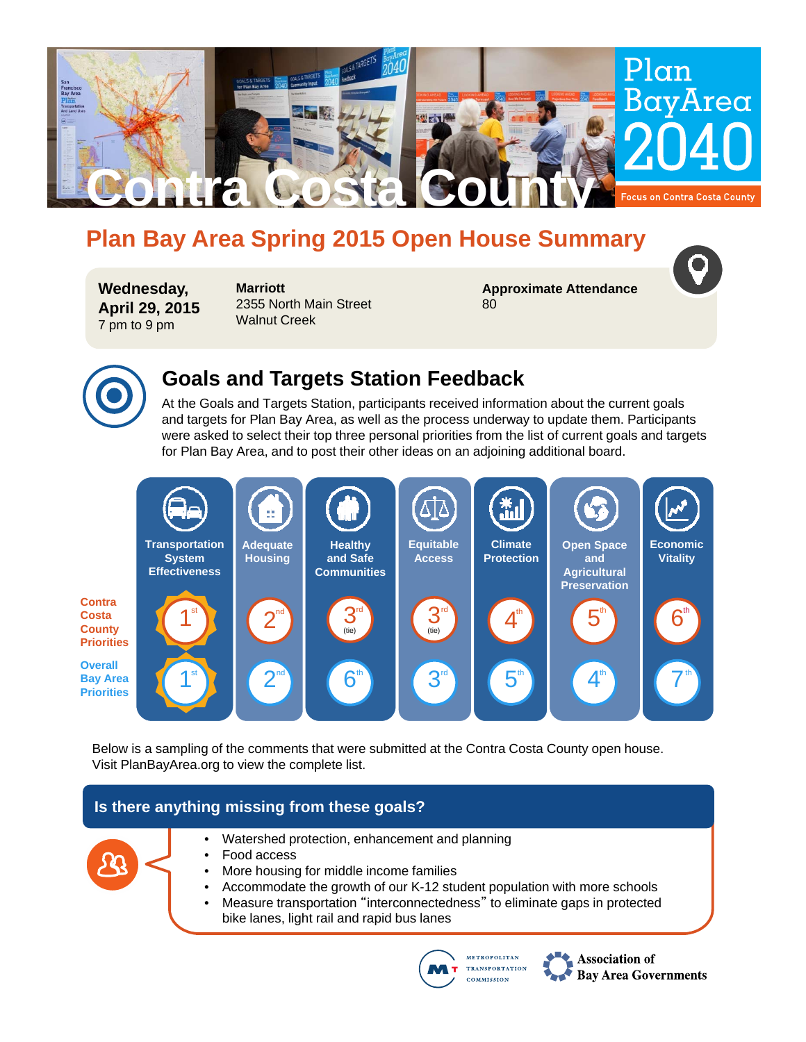# Contra Costa County

Plan Bay Area 2040

Focus on Contra Costa County

## Plan Bay Area Spring 2015 Open House Summary

**Wednesday, April 29, 2015**
7 pm to 9 pm

**Marriott**
2355 North Main Street
Walnut Creek

**Approximate Attendance**
80

## Goals and Targets Station Feedback

At the Goals and Targets Station, participants received information about the current goals and targets for Plan Bay Area, as well as the process underway to update them. Participants were asked to select their top three personal priorities from the list of current goals and targets for Plan Bay Area, and to post their other ideas on an adjoining additional board.

| | Transportation System Effectiveness | Adequate Housing | Healthy and Safe Communities | Equitable Access | Climate Protection | Open Space and Agricultural Preservation | Economic Vitality |
|---|---|---|---|---|---|---|---|
| Contra Costa County Priorities | 1st | 2nd | 3rd (tie) | 3rd (tie) | 4th | 5th | 6th |
| Overall Bay Area Priorities | 1st | 2nd | 6th | 3rd | 5th | 4th | 7th |

Below is a sampling of the comments that were submitted at the Contra Costa County open house. Visit PlanBayArea.org to view the complete list.

### Is there anything missing from these goals?

- Watershed protection, enhancement and planning
- Food access
- More housing for middle income families
- Accommodate the growth of our K-12 student population with more schools
- Measure transportation "interconnectedness" to eliminate gaps in protected bike lanes, light rail and rapid bus lanes

Metropolitan Transportation Commission | Association of Bay Area Governments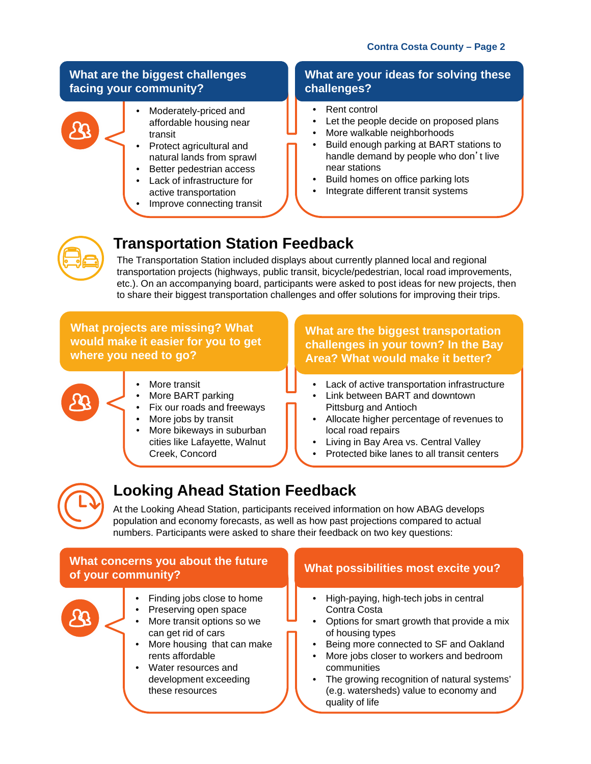### What are the biggest challenges facing your community?

- Moderately-priced and affordable housing near transit
- Protect agricultural and natural lands from sprawl
- Better pedestrian access
- Lack of infrastructure for active transportation
- Improve connecting transit

### What are your ideas for solving these challenges?

- Rent control
- Let the people decide on proposed plans
- More walkable neighborhoods
- Build enough parking at BART stations to handle demand by people who don't live near stations
- Build homes on office parking lots
- Integrate different transit systems

## Transportation Station Feedback

The Transportation Station included displays about currently planned local and regional transportation projects (highways, public transit, bicycle/pedestrian, local road improvements, etc.). On an accompanying board, participants were asked to post ideas for new projects, then to share their biggest transportation challenges and offer solutions for improving their trips.

### What projects are missing? What would make it easier for you to get where you need to go?

- More transit
- More BART parking
- Fix our roads and freeways
- More jobs by transit
- More bikeways in suburban cities like Lafayette, Walnut Creek, Concord

### What are the biggest transportation challenges in your town? In the Bay Area? What would make it better?

- Lack of active transportation infrastructure
- Link between BART and downtown Pittsburg and Antioch
- Allocate higher percentage of revenues to local road repairs
- Living in Bay Area vs. Central Valley
- Protected bike lanes to all transit centers

## Looking Ahead Station Feedback

At the Looking Ahead Station, participants received information on how ABAG develops population and economy forecasts, as well as how past projections compared to actual numbers. Participants were asked to share their feedback on two key questions:

### What concerns you about the future of your community?

- Finding jobs close to home
- Preserving open space
- More transit options so we can get rid of cars
- More housing that can make rents affordable
- Water resources and development exceeding these resources

### What possibilities most excite you?

- High-paying, high-tech jobs in central Contra Costa
- Options for smart growth that provide a mix of housing types
- Being more connected to SF and Oakland
- More jobs closer to workers and bedroom communities
- The growing recognition of natural systems' (e.g. watersheds) value to economy and quality of life